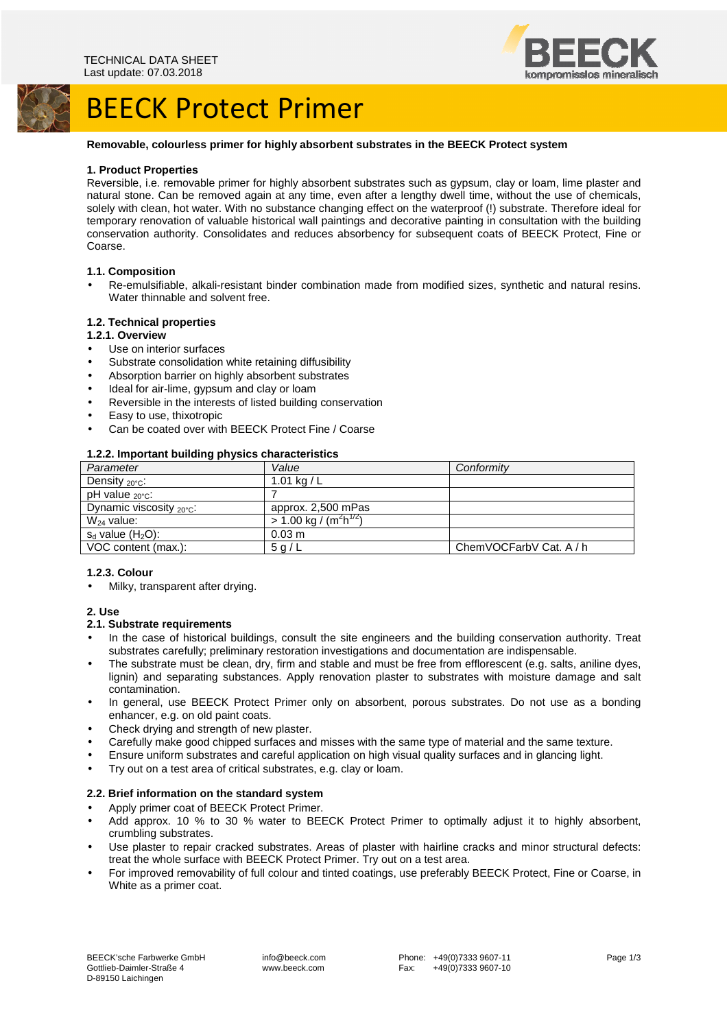TECHNICAL DATA SHEET
Last update: 07.03.2018

# BEECK Protect Primer

**Removable, colourless primer for highly absorbent substrates in the BEECK Protect system**

## 1. Product Properties

Reversible, i.e. removable primer for highly absorbent substrates such as gypsum, clay or loam, lime plaster and natural stone. Can be removed again at any time, even after a lengthy dwell time, without the use of chemicals, solely with clean, hot water. With no substance changing effect on the waterproof (!) substrate. Therefore ideal for temporary renovation of valuable historical wall paintings and decorative painting in consultation with the building conservation authority. Consolidates and reduces absorbency for subsequent coats of BEECK Protect, Fine or Coarse.

### 1.1. Composition

- Re-emulsifiable, alkali-resistant binder combination made from modified sizes, synthetic and natural resins. Water thinnable and solvent free.

### 1.2. Technical properties

#### 1.2.1. Overview

- Use on interior surfaces
- Substrate consolidation white retaining diffusibility
- Absorption barrier on highly absorbent substrates
- Ideal for air-lime, gypsum and clay or loam
- Reversible in the interests of listed building conservation
- Easy to use, thixotropic
- Can be coated over with BEECK Protect Fine / Coarse

#### 1.2.2. Important building physics characteristics

| *Parameter* | *Value* | *Conformity* |
|---|---|---|
| Density $_{20°C}$: | 1.01 kg / L | |
| pH value $_{20°C}$: | 7 | |
| Dynamic viscosity $_{20°C}$: | approx. 2,500 mPas | |
| $W_{24}$ value: | > 1.00 kg / ($m^2h^{1/2}$) | |
| $s_d$ value ($H_2O$): | 0.03 m | |
| VOC content (max.): | 5 g / L | ChemVOCFarbV Cat. A / h |

#### 1.2.3. Colour

- Milky, transparent after drying.

## 2. Use

### 2.1. Substrate requirements

- In the case of historical buildings, consult the site engineers and the building conservation authority. Treat substrates carefully; preliminary restoration investigations and documentation are indispensable.
- The substrate must be clean, dry, firm and stable and must be free from efflorescent (e.g. salts, aniline dyes, lignin) and separating substances. Apply renovation plaster to substrates with moisture damage and salt contamination.
- In general, use BEECK Protect Primer only on absorbent, porous substrates. Do not use as a bonding enhancer, e.g. on old paint coats.
- Check drying and strength of new plaster.
- Carefully make good chipped surfaces and misses with the same type of material and the same texture.
- Ensure uniform substrates and careful application on high visual quality surfaces and in glancing light.
- Try out on a test area of critical substrates, e.g. clay or loam.

### 2.2. Brief information on the standard system

- Apply primer coat of BEECK Protect Primer.
- Add approx. 10 % to 30 % water to BEECK Protect Primer to optimally adjust it to highly absorbent, crumbling substrates.
- Use plaster to repair cracked substrates. Areas of plaster with hairline cracks and minor structural defects: treat the whole surface with BEECK Protect Primer. Try out on a test area.
- For improved removability of full colour and tinted coatings, use preferably BEECK Protect, Fine or Coarse, in White as a primer coat.

BEECK'sche Farbwerke GmbH
Gottlieb-Daimler-Straße 4
D-89150 Laichingen

info@beeck.com
www.beeck.com

Phone: +49(0)7333 9607-11
Fax: +49(0)7333 9607-10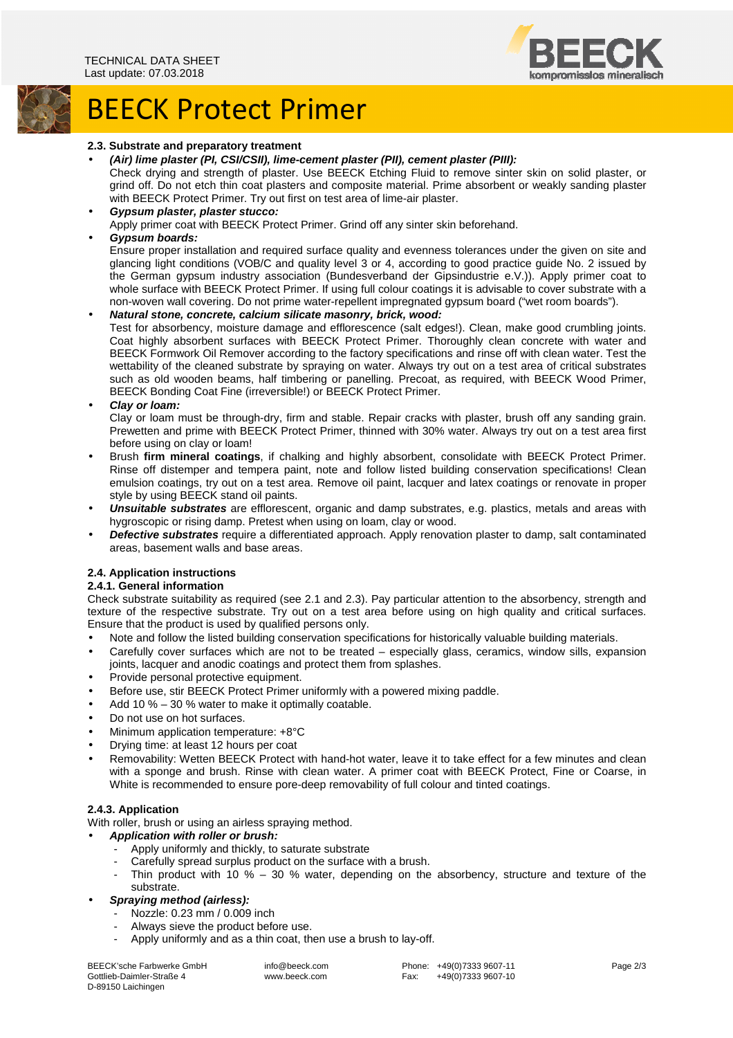# BEECK Protect Primer

### 2.3. Substrate and preparatory treatment

- ***(Air) lime plaster (PI, CSI/CSII), lime-cement plaster (PII), cement plaster (PIII):***
  Check drying and strength of plaster. Use BEECK Etching Fluid to remove sinter skin on solid plaster, or grind off. Do not etch thin coat plasters and composite material. Prime absorbent or weakly sanding plaster with BEECK Protect Primer. Try out first on test area of lime-air plaster.
- ***Gypsum plaster, plaster stucco:***
  Apply primer coat with BEECK Protect Primer. Grind off any sinter skin beforehand.
- ***Gypsum boards:***
  Ensure proper installation and required surface quality and evenness tolerances under the given on site and glancing light conditions (VOB/C and quality level 3 or 4, according to good practice guide No. 2 issued by the German gypsum industry association (Bundesverband der Gipsindustrie e.V.)). Apply primer coat to whole surface with BEECK Protect Primer. If using full colour coatings it is advisable to cover substrate with a non-woven wall covering. Do not prime water-repellent impregnated gypsum board ("wet room boards").
- ***Natural stone, concrete, calcium silicate masonry, brick, wood:***
  Test for absorbency, moisture damage and efflorescence (salt edges!). Clean, make good crumbling joints. Coat highly absorbent surfaces with BEECK Protect Primer. Thoroughly clean concrete with water and BEECK Formwork Oil Remover according to the factory specifications and rinse off with clean water. Test the wettability of the cleaned substrate by spraying on water. Always try out on a test area of critical substrates such as old wooden beams, half timbering or panelling. Precoat, as required, with BEECK Wood Primer, BEECK Bonding Coat Fine (irreversible!) or BEECK Protect Primer.
- ***Clay or loam:***
  Clay or loam must be through-dry, firm and stable. Repair cracks with plaster, brush off any sanding grain. Prewetten and prime with BEECK Protect Primer, thinned with 30% water. Always try out on a test area first before using on clay or loam!
- Brush **firm mineral coatings**, if chalking and highly absorbent, consolidate with BEECK Protect Primer. Rinse off distemper and tempera paint, note and follow listed building conservation specifications! Clean emulsion coatings, try out on a test area. Remove oil paint, lacquer and latex coatings or renovate in proper style by using BEECK stand oil paints.
- ***Unsuitable substrates*** are efflorescent, organic and damp substrates, e.g. plastics, metals and areas with hygroscopic or rising damp. Pretest when using on loam, clay or wood.
- ***Defective substrates*** require a differentiated approach. Apply renovation plaster to damp, salt contaminated areas, basement walls and base areas.

### 2.4. Application instructions

#### 2.4.1. General information

Check substrate suitability as required (see 2.1 and 2.3). Pay particular attention to the absorbency, strength and texture of the respective substrate. Try out on a test area before using on high quality and critical surfaces. Ensure that the product is used by qualified persons only.

- Note and follow the listed building conservation specifications for historically valuable building materials.
- Carefully cover surfaces which are not to be treated – especially glass, ceramics, window sills, expansion joints, lacquer and anodic coatings and protect them from splashes.
- Provide personal protective equipment.
- Before use, stir BEECK Protect Primer uniformly with a powered mixing paddle.
- Add 10 % – 30 % water to make it optimally coatable.
- Do not use on hot surfaces.
- Minimum application temperature: +8°C
- Drying time: at least 12 hours per coat
- Removability: Wetten BEECK Protect with hand-hot water, leave it to take effect for a few minutes and clean with a sponge and brush. Rinse with clean water. A primer coat with BEECK Protect, Fine or Coarse, in White is recommended to ensure pore-deep removability of full colour and tinted coatings.

#### 2.4.3. Application

With roller, brush or using an airless spraying method.

- ***Application with roller or brush:***
  - Apply uniformly and thickly, to saturate substrate
  - Carefully spread surplus product on the surface with a brush.
  - Thin product with 10 % – 30 % water, depending on the absorbency, structure and texture of the substrate.
- ***Spraying method (airless):***
  - Nozzle: 0.23 mm / 0.009 inch
  - Always sieve the product before use.
  - Apply uniformly and as a thin coat, then use a brush to lay-off.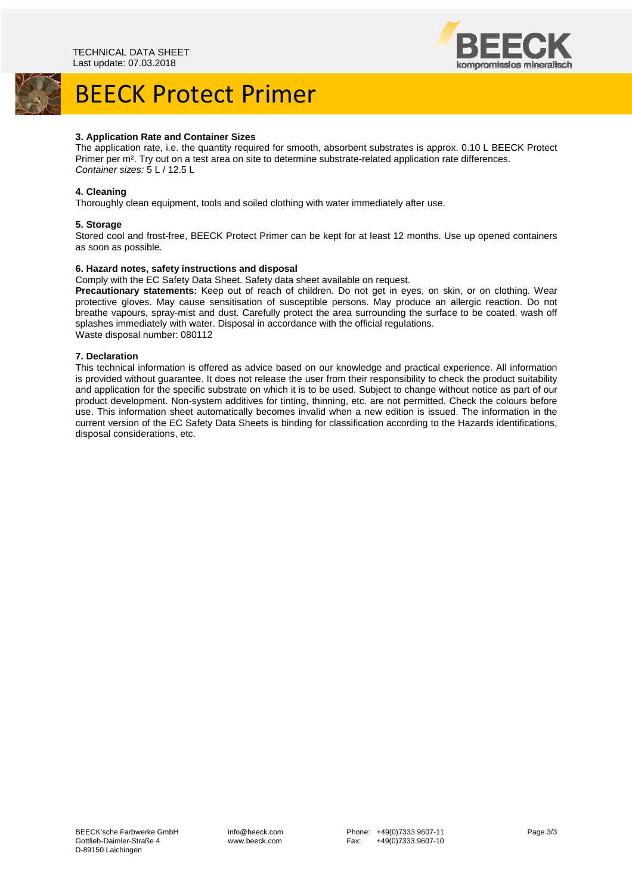# BEECK Protect Primer

### 3. Application Rate and Container Sizes

The application rate, i.e. the quantity required for smooth, absorbent substrates is approx. 0.10 L BEECK Protect Primer per m². Try out on a test area on site to determine substrate-related application rate differences.
*Container sizes:* 5 L / 12.5 L

### 4. Cleaning

Thoroughly clean equipment, tools and soiled clothing with water immediately after use.

### 5. Storage

Stored cool and frost-free, BEECK Protect Primer can be kept for at least 12 months. Use up opened containers as soon as possible.

### 6. Hazard notes, safety instructions and disposal

Comply with the EC Safety Data Sheet. Safety data sheet available on request.
**Precautionary statements:** Keep out of reach of children. Do not get in eyes, on skin, or on clothing. Wear protective gloves. May cause sensitisation of susceptible persons. May produce an allergic reaction. Do not breathe vapours, spray-mist and dust. Carefully protect the area surrounding the surface to be coated, wash off splashes immediately with water. Disposal in accordance with the official regulations.
Waste disposal number: 080112

### 7. Declaration

This technical information is offered as advice based on our knowledge and practical experience. All information is provided without guarantee. It does not release the user from their responsibility to check the product suitability and application for the specific substrate on which it is to be used. Subject to change without notice as part of our product development. Non-system additives for tinting, thinning, etc. are not permitted. Check the colours before use. This information sheet automatically becomes invalid when a new edition is issued. The information in the current version of the EC Safety Data Sheets is binding for classification according to the Hazards identifications, disposal considerations, etc.